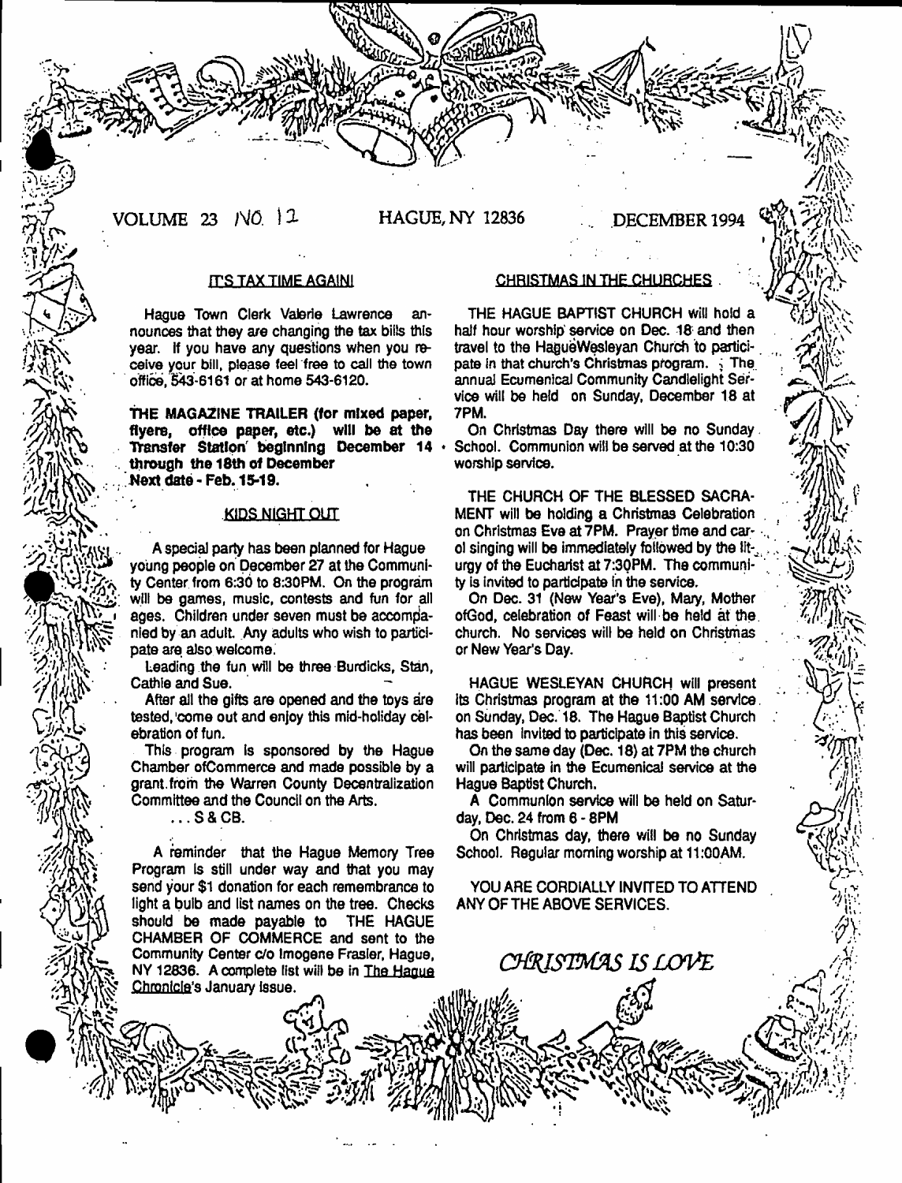VOLUME 23 NO. 12 HAGUE, NY 12836 DECEMBER 1994

## IT'S TAX TIME AGAIN!

Hague Town Clerk Valerie Lawrence announces that they are changing the tax bills this year. If you have any questions when you receive your bill, please feel free to call the town office, 543-6161 or at home 543-6120.

**THE MAGAZINE TRAILER (for mixed paper, flyers, office paper, etc.) will be at the Transfer Station beginning December 14 through the 18th of December**
**Next date - Feb. 15-19.**

## KIDS NIGHT OUT

A special party has been planned for Hague young people on December 27 at the Community Center from 6:30 to 8:30PM. On the program will be games, music, contests and fun for all ages. Children under seven must be accompanied by an adult. Any adults who wish to participate are also welcome.

Leading the fun will be three Burdicks, Stan, Cathie and Sue.

After all the gifts are opened and the toys are tested, come out and enjoy this mid-holiday celebration of fun.

This program is sponsored by the Hague Chamber of Commerce and made possible by a grant from the Warren County Decentralization Committee and the Council on the Arts.

... S & CB.

A reminder that the Hague Memory Tree Program is still under way and that you may send your $1 donation for each remembrance to light a bulb and list names on the tree. Checks should be made payable to THE HAGUE CHAMBER OF COMMERCE and sent to the Community Center c/o Imogene Frasier, Hague, NY 12836. A complete list will be in The Hague Chronicle's January issue.

## CHRISTMAS IN THE CHURCHES

THE HAGUE BAPTIST CHURCH will hold a half hour worship service on Dec. 18 and then travel to the Hague Wesleyan Church to participate in that church's Christmas program. The annual Ecumenical Community Candlelight Service will be held on Sunday, December 18 at 7PM.

On Christmas Day there will be no Sunday School. Communion will be served at the 10:30 worship service.

THE CHURCH OF THE BLESSED SACRAMENT will be holding a Christmas Celebration on Christmas Eve at 7PM. Prayer time and carol singing will be immediately followed by the liturgy of the Eucharist at 7:30PM. The community is invited to participate in the service.

On Dec. 31 (New Year's Eve), Mary, Mother of God, celebration of Feast will be held at the church. No services will be held on Christmas or New Year's Day.

HAGUE WESLEYAN CHURCH will present its Christmas program at the 11:00 AM service on Sunday, Dec. 18. The Hague Baptist Church has been invited to participate in this service.

On the same day (Dec. 18) at 7PM the church will participate in the Ecumenical service at the Hague Baptist Church.

A Communion service will be held on Saturday, Dec. 24 from 6 - 8PM

On Christmas day, there will be no Sunday School. Regular morning worship at 11:00AM.

YOU ARE CORDIALLY INVITED TO ATTEND ANY OF THE ABOVE SERVICES.

*CHRISTMAS IS LOVE*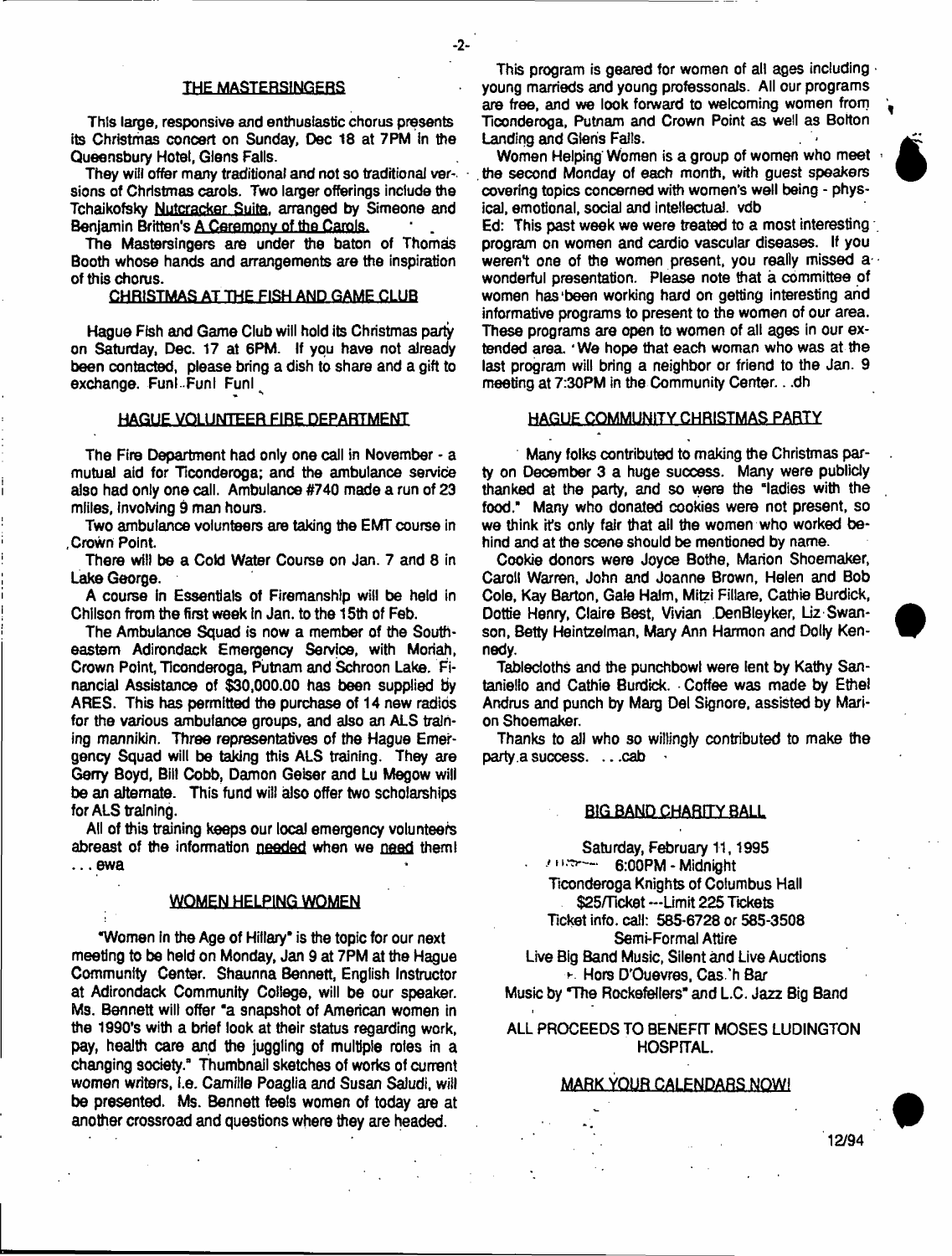## THE MASTERSINGERS

This large, responsive and enthusiastic chorus presents its Christmas concert on Sunday, Dec 18 at 7PM in the Queensbury Hotel, Glens Falls.

They will offer many traditional and not so traditional versions of Christmas carols. Two larger offerings include the Tchaikofsky Nutcracker Suite, arranged by Simeone and Benjamin Britten's A Ceremony of the Carols.

The Mastersingers are under the baton of Thomas Booth whose hands and arrangements are the inspiration of this chorus.

## CHRISTMAS AT THE FISH AND GAME CLUB

Hague Fish and Game Club will hold its Christmas party on Saturday, Dec. 17 at 6PM. If you have not already been contacted, please bring a dish to share and a gift to exchange. Fun! Fun! Fun!

## HAGUE VOLUNTEER FIRE DEPARTMENT

The Fire Department had only one call in November - a mutual aid for Ticonderoga; and the ambulance service also had only one call. Ambulance #740 made a run of 23 miles, involving 9 man hours.

Two ambulance volunteers are taking the EMT course in Crown Point.

There will be a Cold Water Course on Jan. 7 and 8 in Lake George.

A course in Essentials of Firemanship will be held in Chilson from the first week in Jan. to the 15th of Feb.

The Ambulance Squad is now a member of the Southeastern Adirondack Emergency Service, with Moriah, Crown Point, Ticonderoga, Putnam and Schroon Lake. Financial Assistance of $30,000.00 has been supplied by ARES. This has permitted the purchase of 14 new radios for the various ambulance groups, and also an ALS training mannikin. Three representatives of the Hague Emergency Squad will be taking this ALS training. They are Gerry Boyd, Bill Cobb, Damon Geiser and Lu Megow will be an alternate. This fund will also offer two scholarships for ALS training.

All of this training keeps our local emergency volunteers abreast of the information needed when we need them! ...ewa

## WOMEN HELPING WOMEN

"Women in the Age of Hillary" is the topic for our next meeting to be held on Monday, Jan 9 at 7PM at the Hague Community Center. Shaunna Bennett, English Instructor at Adirondack Community College, will be our speaker. Ms. Bennett will offer "a snapshot of American women in the 1990's with a brief look at their status regarding work, pay, health care and the juggling of multiple roles in a changing society." Thumbnail sketches of works of current women writers, i.e. Camille Poaglia and Susan Saludi, will be presented. Ms. Bennett feels women of today are at another crossroad and questions where they are headed.

This program is geared for women of all ages including young marrieds and young professonals. All our programs are free, and we look forward to welcoming women from Ticonderoga, Putnam and Crown Point as well as Bolton Landing and Glens Falls.

Women Helping Women is a group of women who meet the second Monday of each month, with guest speakers covering topics concerned with women's well being - physical, emotional, social and intellectual. vdb

Ed: This past week we were treated to a most interesting program on women and cardio vascular diseases. If you weren't one of the women present, you really missed a wonderful presentation. Please note that a committee of women has been working hard on getting interesting and informative programs to present to the women of our area. These programs are open to women of all ages in our extended area. We hope that each woman who was at the last program will bring a neighbor or friend to the Jan. 9 meeting at 7:30PM in the Community Center. ..dh

## HAGUE COMMUNITY CHRISTMAS PARTY

Many folks contributed to making the Christmas party on December 3 a huge success. Many were publicly thanked at the party, and so were the "ladies with the food." Many who donated cookies were not present, so we think it's only fair that all the women who worked behind and at the scene should be mentioned by name.

Cookie donors were Joyce Bothe, Marion Shoemaker, Caroll Warren, John and Joanne Brown, Helen and Bob Cole, Kay Barton, Gale Halm, Mitzi Fillare, Cathie Burdick, Dottie Henry, Claire Best, Vivian DenBleyker, Liz Swanson, Betty Heintzelman, Mary Ann Harmon and Dolly Kennedy.

Tablecloths and the punchbowl were lent by Kathy Santaniello and Cathie Burdick. Coffee was made by Ethel Andrus and punch by Marg Del Signore, assisted by Marion Shoemaker.

Thanks to all who so willingly contributed to make the party a success. ...cab

## BIG BAND CHARITY BALL

Saturday, February 11, 1995
6:00PM - Midnight
Ticonderoga Knights of Columbus Hall
$25/Ticket---Limit 225 Tickets
Ticket info. call: 585-6728 or 585-3508
Semi-Formal Attire
Live Big Band Music, Silent and Live Auctions
Hors D'Ouevres, Cash Bar
Music by "The Rockefellers" and L.C. Jazz Big Band

ALL PROCEEDS TO BENEFIT MOSES LUDINGTON HOSPITAL.

MARK YOUR CALENDARS NOW!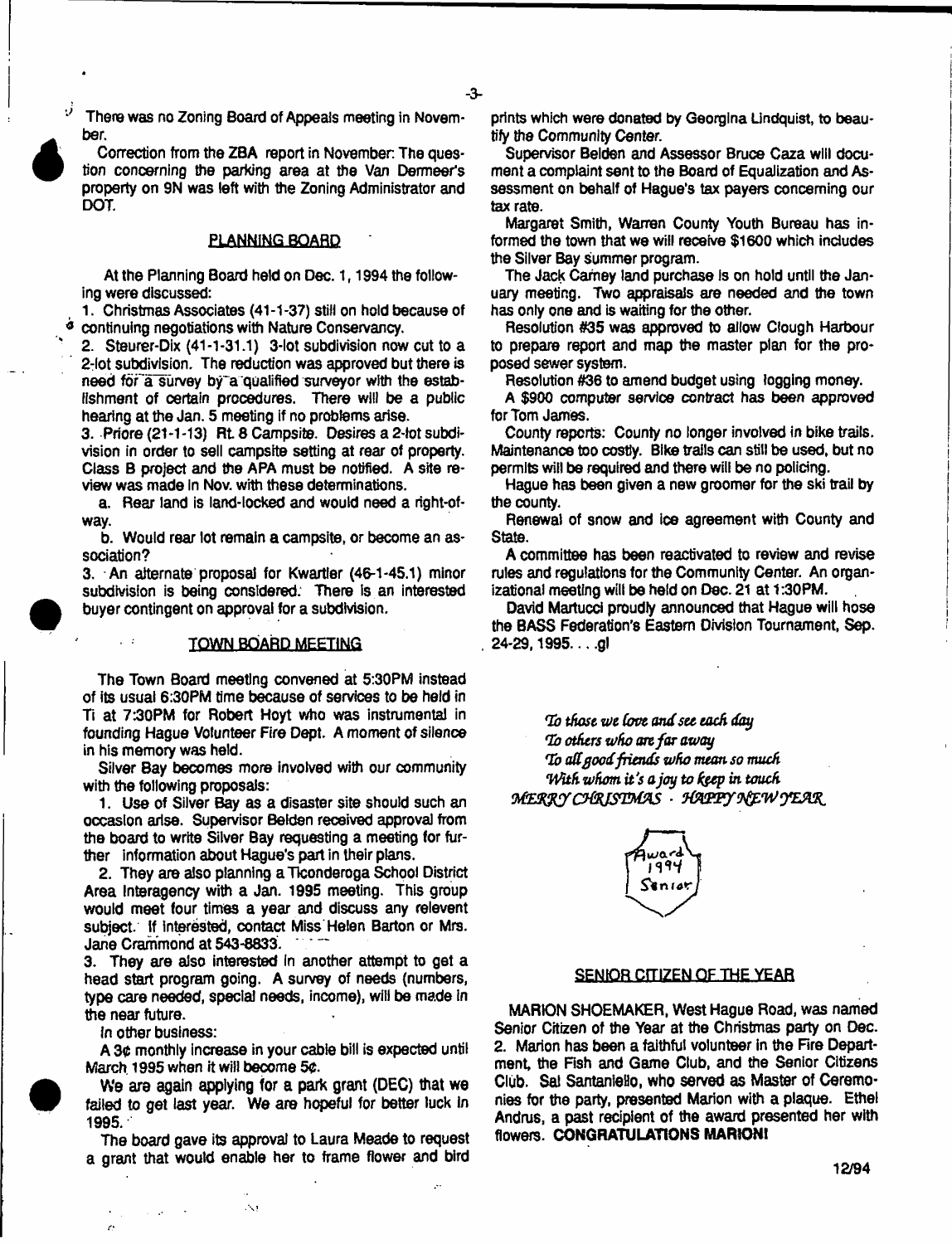There was no Zoning Board of Appeals meeting in November.

Correction from the ZBA report in November: The question concerning the parking area at the Van Dermeer's property on 9N was left with the Zoning Administrator and DOT.

## PLANNING BOARD

At the Planning Board held on Dec. 1, 1994 the following were discussed:

1. Christmas Associates (41-1-37) still on hold because of continuing negotiations with Nature Conservancy.

2. Steurer-Dix (41-1-31.1) 3-lot subdivision now cut to a 2-lot subdivision. The reduction was approved but there is need for a survey by a qualified surveyor with the establishment of certain procedures. There will be a public hearing at the Jan. 5 meeting if no problems arise.

3. Priore (21-1-13) Rt. 8 Campsite. Desires a 2-lot subdivision in order to sell campsite setting at rear of property. Class B project and the APA must be notified. A site review was made in Nov. with these determinations.

a. Rear land is land-locked and would need a right-of-way.

b. Would rear lot remain a campsite, or become an association?

3. An alternate proposal for Kwartler (46-1-45.1) minor subdivision is being considered. There is an interested buyer contingent on approval for a subdivision.

## TOWN BOARD MEETING

The Town Board meeting convened at 5:30PM instead of its usual 6:30PM time because of services to be held in Ti at 7:30PM for Robert Hoyt who was instrumental in founding Hague Volunteer Fire Dept. A moment of silence in his memory was held.

Silver Bay becomes more involved with our community with the following proposals:

1. Use of Silver Bay as a disaster site should such an occasion arise. Supervisor Belden received approval from the board to write Silver Bay requesting a meeting for further information about Hague's part in their plans.

2. They are also planning a Ticonderoga School District Area Interagency with a Jan. 1995 meeting. This group would meet four times a year and discuss any relevent subject. If interested, contact Miss Helen Barton or Mrs. Jane Crammond at 543-8833.

3. They are also interested in another attempt to get a head start program going. A survey of needs (numbers, type care needed, special needs, income), will be made in the near future.

In other business:

A 3¢ monthly increase in your cable bill is expected until March 1995 when it will become 5¢.

We are again applying for a park grant (DEC) that we failed to get last year. We are hopeful for better luck in 1995.

The board gave its approval to Laura Meade to request a grant that would enable her to frame flower and bird prints which were donated by Georgina Lindquist, to beautify the Community Center.

Supervisor Belden and Assessor Bruce Caza will document a complaint sent to the Board of Equalization and Assessment on behalf of Hague's tax payers concerning our tax rate.

Margaret Smith, Warren County Youth Bureau has informed the town that we will receive $1600 which includes the Silver Bay summer program.

The Jack Carney land purchase is on hold until the January meeting. Two appraisals are needed and the town has only one and is waiting for the other.

Resolution #35 was approved to allow Clough Harbour to prepare report and map the master plan for the proposed sewer system.

Resolution #36 to amend budget using logging money.

A $900 computer service contract has been approved for Tom James.

County reports: County no longer involved in bike trails. Maintenance too costly. Bike trails can still be used, but no permits will be required and there will be no policing.

Hague has been given a new groomer for the ski trail by the county.

Renewal of snow and ice agreement with County and State.

A committee has been reactivated to review and revise rules and regulations for the Community Center. An organizational meeting will be held on Dec. 21 at 1:30PM.

David Martucci proudly announced that Hague will hose the BASS Federation's Eastern Division Tournament, Sep. 24-29, 1995. . . .gl

*To those we love and see each day*
*To others who are far away*
*To all good friends who mean so much*
*With whom it's a joy to keep in touch*
*MERRY CHRISTMAS · HAPPY NEW YEAR*

Award 1994 Senior

## SENIOR CITIZEN OF THE YEAR

MARION SHOEMAKER, West Hague Road, was named Senior Citizen of the Year at the Christmas party on Dec. 2. Marion has been a faithful volunteer in the Fire Department, the Fish and Game Club, and the Senior Citizens Club. Sal Santaniello, who served as Master of Ceremonies for the party, presented Marion with a plaque. Ethel Andrus, a past recipient of the award presented her with flowers. **CONGRATULATIONS MARION!**

12/94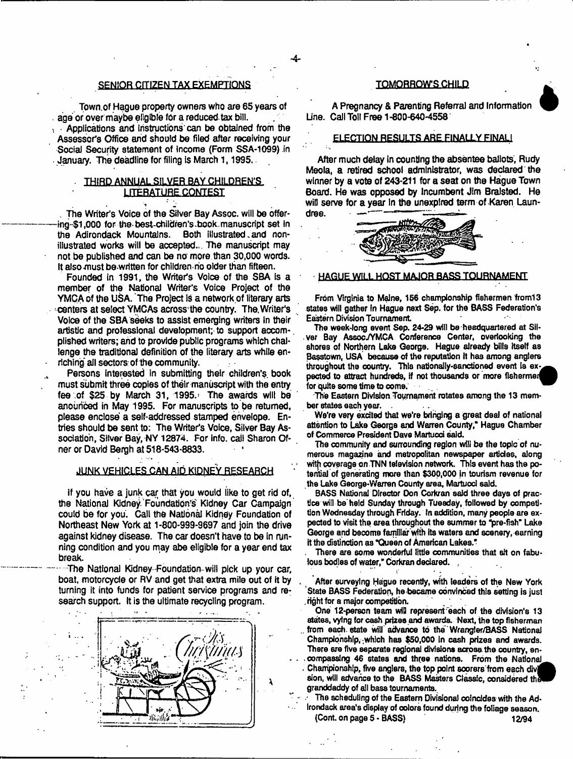## SENIOR CITIZEN TAX EXEMPTIONS

Town of Hague property owners who are 65 years of age or over maybe eligible for a reduced tax bill.

Applications and instructions can be obtained from the Assessor's Office and should be filed after receiving your Social Security statement of income (Form SSA-1099) in January. The deadline for filing is March 1, 1995.

## THIRD ANNUAL SILVER BAY CHILDREN'S LITERATURE CONTEST

The Writer's Voice of the Silver Bay Assoc. will be offering $1,000 for the best children's book manuscript set in the Adirondack Mountains. Both illustrated and non-illustrated works will be accepted. The manuscript may not be published and can be no more than 30,000 words. It also must be written for children no older than fifteen.

Founded in 1991, the Writer's Voice of the SBA is a member of the National Writer's Voice Project of the YMCA of the USA. The Project is a network of literary arts centers at select YMCAs across the country. The Writer's Voice of the SBA seeks to assist emerging writers in their artistic and professional development; to support accomplished writers; and to provide public programs which challenge the traditional definition of the literary arts while enriching all sectors of the community.

Persons interested in submitting their children's book must submit three copies of their manuscript with the entry fee of $25 by March 31, 1995. The awards will be anounced in May 1995. For manuscripts to be returned, please enclose a self-addressed stamped envelope. Entries should be sent to: The Writer's Voice, Silver Bay Association, Silver Bay, NY 12874. For info. call Sharon Ofner or David Bergh at 518-543-8833.

## JUNK VEHICLES CAN AID KIDNEY RESEARCH

If you have a junk car that you would like to get rid of, the National Kidney Foundation's Kidney Car Campaign could be for you. Call the National Kidney Foundation of Northeast New York at 1-800-999-9697 and join the drive against kidney disease. The car doesn't have to be in running condition and you may abe eligible for a year end tax break.

The National Kidney Foundation will pick up your car, boat, motorcycle or RV and get that extra mile out of it by turning it into funds for patient service programs and research support. It is the ultimate recycling program.

## TOMORROW'S CHILD

A Pregnancy & Parenting Referral and Information Line. Call Toll Free 1-800-640-4558

## ELECTION RESULTS ARE FINALLY FINAL!

After much delay in counting the absentee ballots, Rudy Meola, a retired school administrator, was declared the winner by a vote of 243-211 for a seat on the Hague Town Board. He was opposed by incumbent Jim Bralsted. He will serve for a year in the unexpired term of Karen Laundree.

## HAGUE WILL HOST MAJOR BASS TOURNAMENT

From Virginia to Maine, 156 championship fishermen from13 states will gather in Hague next Sep. for the BASS Federation's Eastern Division Tournament.

The week-long event Sep. 24-29 will be headquartered at Silver Bay Assoc./YMCA Conference Center, overlooking the shores of Northern Lake George. Hague already bills itself as Basstown, USA because of the reputation it has among anglers throughout the country. This nationally-sanctioned event is expected to attract hundreds, if not thousands or more fishermen for quite some time to come.

The Eastern Division Tournament rotates among the 13 member states each year.

We're very excited that we're bringing a great deal of national attention to Lake George and Warren County," Hague Chamber of Commerce President Dave Martucci said.

The community and surrounding region will be the topic of numerous magazine and metropolitan newspaper articles, along with coverage on TNN television network. This event has the potential of generating more than $300,000 in tourism revenue for the Lake George-Warren County area, Martucci said.

BASS National Director Don Corkran said three days of practice will be held Sunday through Tuesday, followed by competition Wednesday through Friday. In addition, many people are expected to visit the area throughout the summer to "pre-fish" Lake George and become familiar with its waters and scenery, earning it the distinction as "Queen of American Lakes."

There are some wonderful little communities that sit on fabulous bodies of water," Corkran declared.

After surveying Hague recently, with leaders of the New York State BASS Federation, he became convinced this setting is just right for a major competition.

One 12-person team will represent each of the division's 13 states, vying for cash prizes and awards. Next, the top fisherman from each state will advance to the Wrangler/BASS National Championship, which has $50,000 in cash prizes and awards. There are five separate regional divisions across the country, encompassing 46 states and three nations. From the National Championship, five anglers, the top point scorers from each division, will advance to the BASS Masters Classic, considered the granddaddy of all bass tournaments.

The scheduling of the Eastern Divisional coincides with the Adirondack area's display of colors found during the foliage season.

(Cont. on page 5 - BASS)

12/94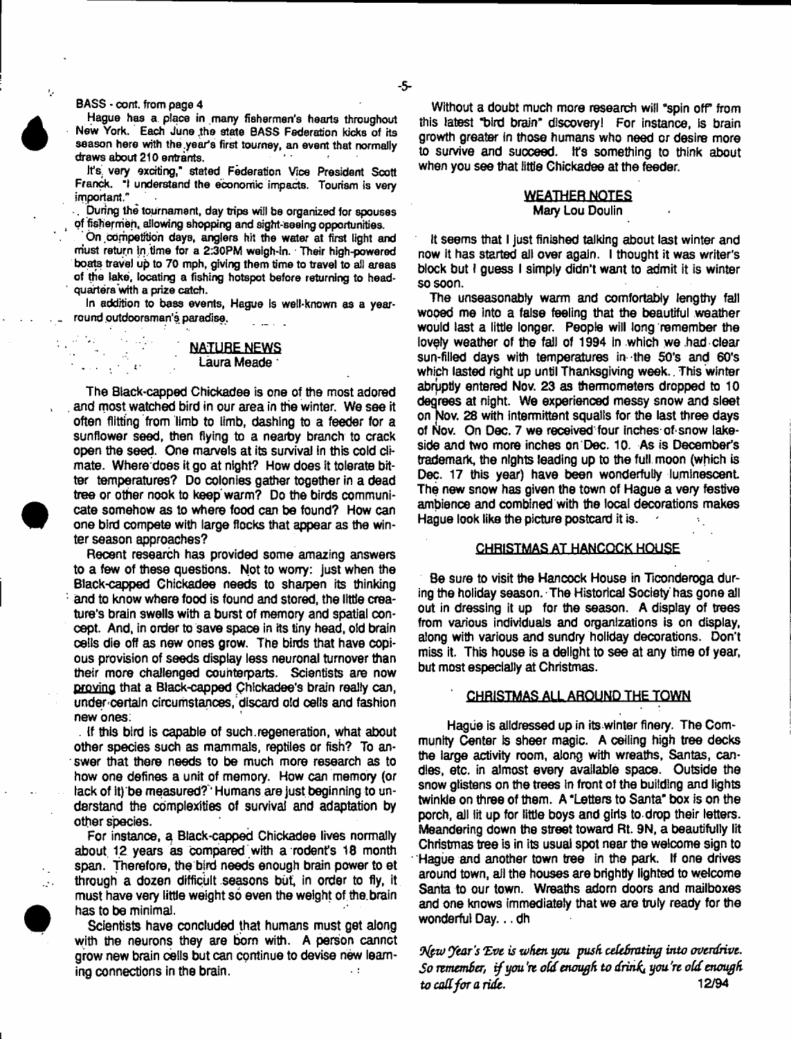BASS - cont. from page 4

Hague has a place in many fishermen's hearts throughout New York. Each June the state BASS Federation kicks of its season here with the year's first tourney, an event that normally draws about 210 entrants.

It's very exciting," stated Federation Vice President Scott Franck. "I understand the economic impacts. Tourism is very important."

During the tournament, day trips will be organized for spouses of fishermen, allowing shopping and sight-seeing opportunities.

On competition days, anglers hit the water at first light and must return in time for a 2:30PM weigh-in. Their high-powered boats travel up to 70 mph, giving them time to travel to all areas of the lake, locating a fishing hotspot before returning to headquarters with a prize catch.

In addition to bass events, Hague is well-known as a year-round outdoorsman's paradise.

## NATURE NEWS

Laura Meade

The Black-capped Chickadee is one of the most adored and most watched bird in our area in the winter. We see it often flitting from limb to limb, dashing to a feeder for a sunflower seed, then flying to a nearby branch to crack open the seed. One marvels at its survival in this cold climate. Where does it go at night? How does it tolerate bitter temperatures? Do colonies gather together in a dead tree or other nook to keep warm? Do the birds communicate somehow as to where food can be found? How can one bird compete with large flocks that appear as the winter season approaches?

Recent research has provided some amazing answers to a few of these questions. Not to worry: just when the Black-capped Chickadee needs to sharpen its thinking and to know where food is found and stored, the little creature's brain swells with a burst of memory and spatial concept. And, in order to save space in its tiny head, old brain cells die off as new ones grow. The birds that have copious provision of seeds display less neuronal turnover than their more challenged counterparts. Scientists are now proving that a Black-capped Chickadee's brain really can, under certain circumstances, discard old cells and fashion new ones.

If this bird is capable of such regeneration, what about other species such as mammals, reptiles or fish? To answer that there needs to be much more research as to how one defines a unit of memory. How can memory (or lack of it) be measured? Humans are just beginning to understand the complexities of survival and adaptation by other species.

For instance, a Black-capped Chickadee lives normally about 12 years as compared with a rodent's 18 month span. Therefore, the bird needs enough brain power to et through a dozen difficult seasons but, in order to fly, it must have very little weight so even the weight of the brain has to be minimal.

Scientists have concluded that humans must get along with the neurons they are born with. A person cannct grow new brain cells but can continue to devise new learning connections in the brain.

Without a doubt much more research will "spin off" from this latest "bird brain" discovery! For instance, is brain growth greater in those humans who need or desire more to survive and succeed. It's something to think about when you see that little Chickadee at the feeder.

## WEATHER NOTES

Mary Lou Doulin

It seems that I just finished talking about last winter and now it has started all over again. I thought it was writer's block but I guess I simply didn't want to admit it is winter so soon.

The unseasonably warm and comfortably lengthy fall wooed me into a false feeling that the beautiful weather would last a little longer. People will long remember the lovely weather of the fall of 1994 in which we had clear sun-filled days with temperatures in the 50's and 60's which lasted right up until Thanksgiving week. This winter abruptly entered Nov. 23 as thermometers dropped to 10 degrees at night. We experienced messy snow and sleet on Nov. 28 with intermittent squalls for the last three days of Nov. On Dec. 7 we received four inches of snow lakeside and two more inches on Dec. 10. As is December's trademark, the nights leading up to the full moon (which is Dec. 17 this year) have been wonderfully luminescent. The new snow has given the town of Hague a very festive ambience and combined with the local decorations makes Hague look like the picture postcard it is.

## CHRISTMAS AT HANCOCK HOUSE

Be sure to visit the Hancock House in Ticonderoga during the holiday season. The Historical Society has gone all out in dressing it up for the season. A display of trees from various individuals and organizations is on display, along with various and sundry holiday decorations. Don't miss it. This house is a delight to see at any time of year, but most especially at Christmas.

## CHRISTMAS ALL AROUND THE TOWN

Hague is alldressed up in its winter finery. The Community Center is sheer magic. A ceiling high tree decks the large activity room, along with wreaths, Santas, candles, etc. in almost every available space. Outside the snow glistens on the trees in front of the building and lights twinkle on three of them. A "Letters to Santa" box is on the porch, all lit up for little boys and girls to drop their letters. Meandering down the street toward Rt. 9N, a beautifully lit Christmas tree is in its usual spot near the welcome sign to Hague and another town tree in the park. If one drives around town, all the houses are brightly lighted to welcome Santa to our town. Wreaths adorn doors and mailboxes and one knows immediately that we are truly ready for the wonderful Day. . . dh

*New Year's Eve is when you push celebrating into overdrive. So remember, if you're old enough to drink, you're old enough to call for a ride.* 12/94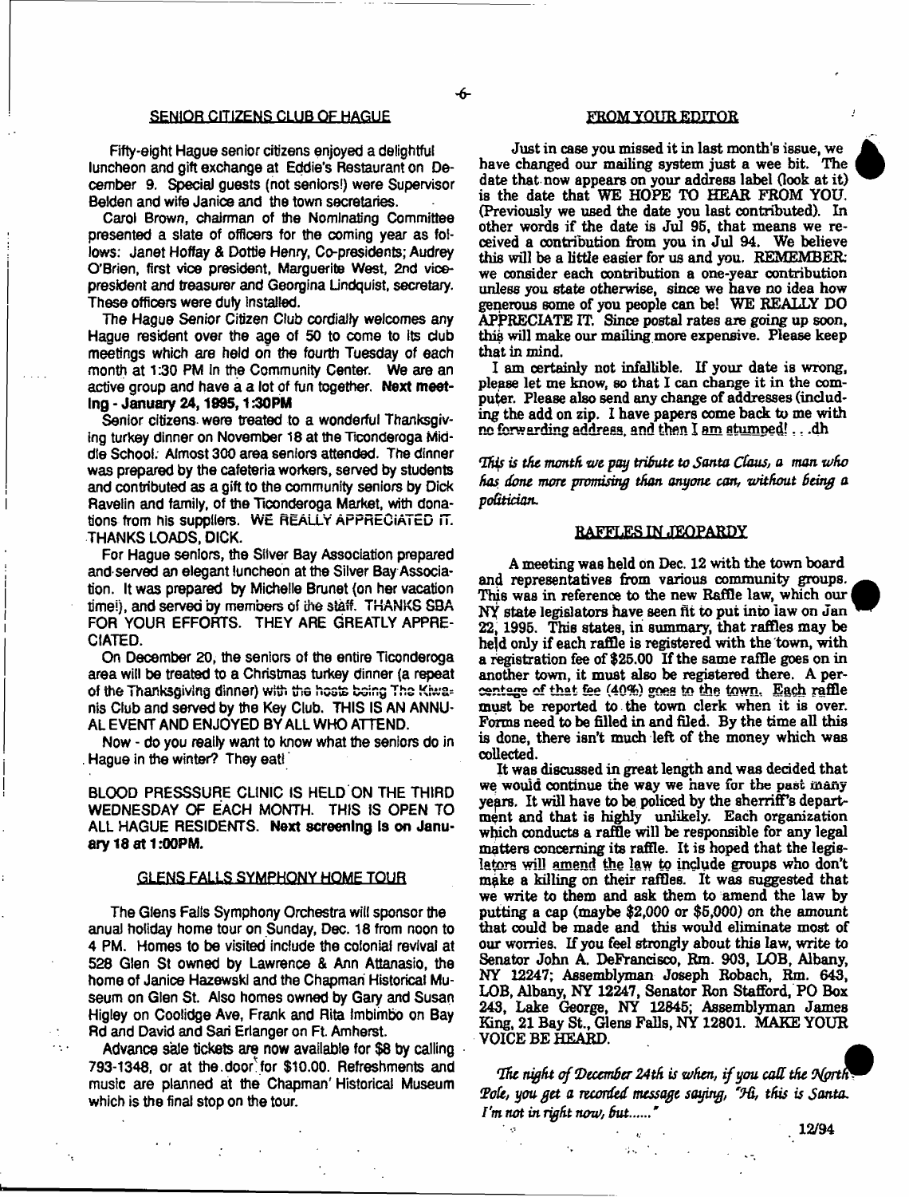## SENIOR CITIZENS CLUB OF HAGUE

Fifty-eight Hague senior citizens enjoyed a delightful luncheon and gift exchange at Eddie's Restaurant on December 9. Special guests (not seniors!) were Supervisor Belden and wife Janice and the town secretaries.

Carol Brown, chairman of the Nominating Committee presented a slate of officers for the coming year as follows: Janet Hoffay & Dottie Henry, Co-presidents; Audrey O'Brien, first vice president, Marguerite West, 2nd vice-president and treasurer and Georgina Lindquist, secretary. These officers were duly installed.

The Hague Senior Citizen Club cordially welcomes any Hague resident over the age of 50 to come to its club meetings which are held on the fourth Tuesday of each month at 1:30 PM in the Community Center. We are an active group and have a a lot of fun together. **Next meeting - January 24, 1995, 1:30PM**

Senior citizens were treated to a wonderful Thanksgiving turkey dinner on November 18 at the Ticonderoga Middle School. Almost 300 area seniors attended. The dinner was prepared by the cafeteria workers, served by students and contributed as a gift to the community seniors by Dick Ravelin and family, of the Ticonderoga Market, with donations from his suppliers. WE REALLY APPRECIATED IT. THANKS LOADS, DICK.

For Hague seniors, the Silver Bay Association prepared and served an elegant luncheon at the Silver Bay Association. It was prepared by Michelle Brunet (on her vacation time!), and served by members of the staff. THANKS SBA FOR YOUR EFFORTS. THEY ARE GREATLY APPRECIATED.

On December 20, the seniors of the entire Ticonderoga area will be treated to a Christmas turkey dinner (a repeat of the Thanksgiving dinner) with the hosts being The Kiwanis Club and served by the Key Club. THIS IS AN ANNUAL EVENT AND ENJOYED BY ALL WHO ATTEND.

Now - do you really want to know what the seniors do in Hague in the winter? They eat!

BLOOD PRESSSURE CLINIC IS HELD ON THE THIRD WEDNESDAY OF EACH MONTH. THIS IS OPEN TO ALL HAGUE RESIDENTS. **Next screening is on January 18 at 1:00PM.**

## GLENS FALLS SYMPHONY HOME TOUR

The Glens Falls Symphony Orchestra will sponsor the anual holiday home tour on Sunday, Dec. 18 from noon to 4 PM. Homes to be visited include the colonial revival at 528 Glen St owned by Lawrence & Ann Attanasio, the home of Janice Hazewski and the Chapman Historical Museum on Glen St. Also homes owned by Gary and Susan Higley on Coolidge Ave, Frank and Rita Imbimbo on Bay Rd and David and Sari Erlanger on Ft. Amherst.

Advance sale tickets are now available for $8 by calling 793-1348, or at the door for $10.00. Refreshments and music are planned at the Chapman' Historical Museum which is the final stop on the tour.

## FROM YOUR EDITOR

Just in case you missed it in last month's issue, we have changed our mailing system just a wee bit. The date that now appears on your address label (look at it) is the date that WE HOPE TO HEAR FROM YOU. (Previously we used the date you last contributed). In other words if the date is Jul 95, that means we received a contribution from you in Jul 94. We believe this will be a little easier for us and you. REMEMBER: we consider each contribution a one-year contribution unless you state otherwise, since we have no idea how generous some of you people can be! WE REALLY DO APPRECIATE IT. Since postal rates are going up soon, this will make our mailing more expensive. Please keep that in mind.

I am certainly not infallible. If your date is wrong, please let me know, so that I can change it in the computer. Please also send any change of addresses (including the add on zip. I have papers come back to me with no forwarding address, and then I am stumped! . . .dh

*This is the month we pay tribute to Santa Claus, a man who has done more promising than anyone can, without being a politician.*

## RAFFLES IN JEOPARDY

A meeting was held on Dec. 12 with the town board and representatives from various community groups. This was in reference to the new Raffle law, which our NY state legislators have seen fit to put into law on Jan 22, 1995. This states, in summary, that raffles may be held only if each raffle is registered with the town, with a registration fee of $25.00 If the same raffle goes on in another town, it must also be registered there. A percentage of that fee (40%) goes to the town. Each raffle must be reported to the town clerk when it is over. Forms need to be filled in and filed. By the time all this is done, there isn't much left of the money which was collected.

It was discussed in great length and was decided that we would continue the way we have for the past many years. It will have to be policed by the sherriff's department and that is highly unlikely. Each organization which conducts a raffle will be responsible for any legal matters concerning its raffle. It is hoped that the legislators will amend the law to include groups who don't make a killing on their raffles. It was suggested that we write to them and ask them to amend the law by putting a cap (maybe $2,000 or $5,000) on the amount that could be made and this would eliminate most of our worries. If you feel strongly about this law, write to Senator John A. DeFrancisco, Rm. 903, LOB, Albany, NY 12247; Assemblyman Joseph Robach, Rm. 643, LOB, Albany, NY 12247, Senator Ron Stafford, PO Box 243, Lake George, NY 12845; Assemblyman James King, 21 Bay St., Glens Falls, NY 12801. MAKE YOUR VOICE BE HEARD.

*The night of December 24th is when, if you call the North Pole, you get a recorded message saying, "Hi, this is Santa. I'm not in right now, but......"*

12/94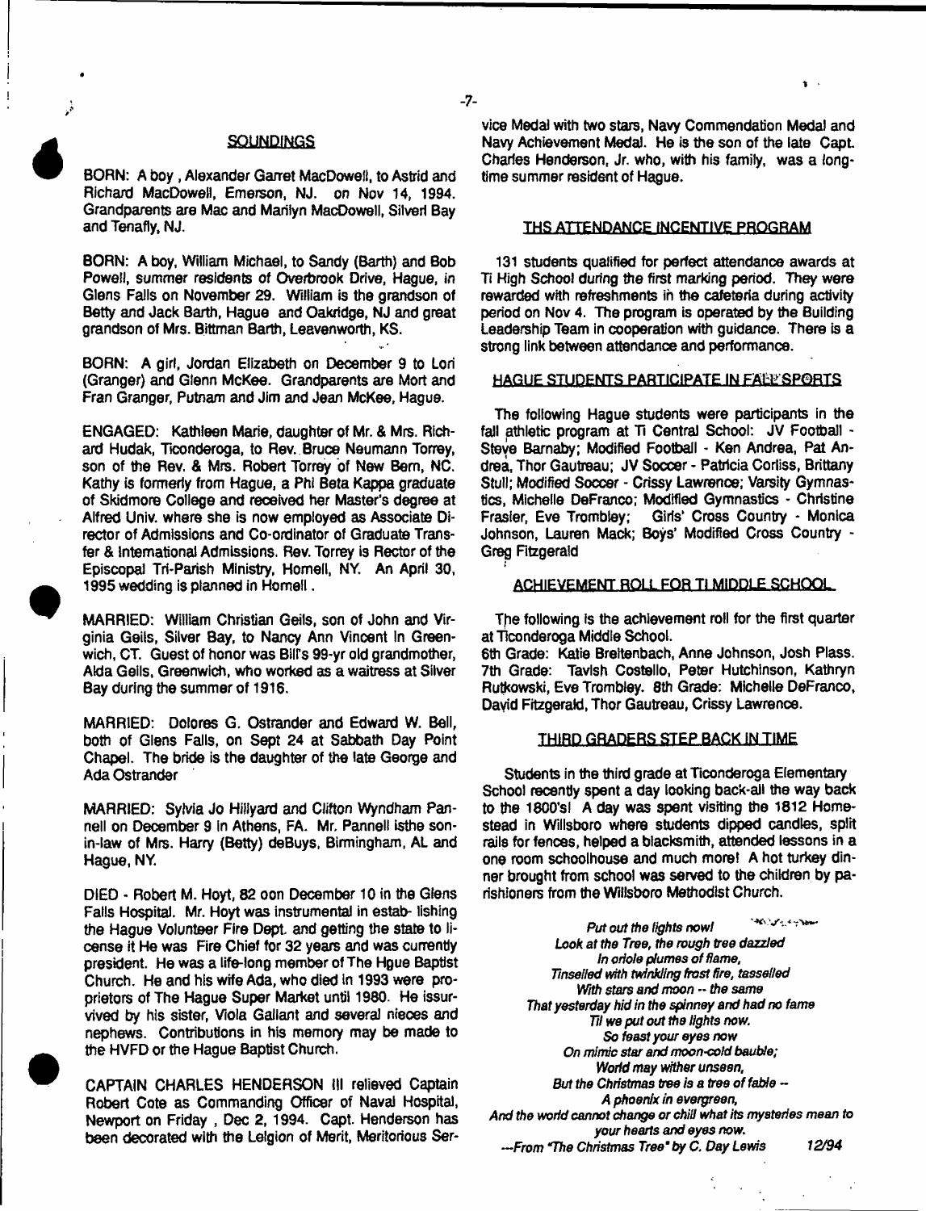## SOUNDINGS

BORN: A boy , Alexander Garret MacDowell, to Astrid and Richard MacDowell, Emerson, NJ. on Nov 14, 1994. Grandparents are Mac and Marilyn MacDowell, Silverl Bay and Tenafly, NJ.

BORN: A boy, William Michael, to Sandy (Barth) and Bob Powell, summer residents of Overbrook Drive, Hague, in Glens Falls on November 29. William is the grandson of Betty and Jack Barth, Hague and Oakridge, NJ and great grandson of Mrs. Bittman Barth, Leavenworth, KS.

BORN: A girl, Jordan Elizabeth on December 9 to Lori (Granger) and Glenn McKee. Grandparents are Mort and Fran Granger, Putnam and Jim and Jean McKee, Hague.

ENGAGED: Kathleen Marie, daughter of Mr. & Mrs. Richard Hudak, Ticonderoga, to Rev. Bruce Neumann Torrey, son of the Rev. & Mrs. Robert Torrey of New Bern, NC. Kathy is formerly from Hague, a Phi Beta Kappa graduate of Skidmore College and received her Master's degree at Alfred Univ. where she is now employed as Associate Director of Admissions and Co-ordinator of Graduate Transfer & International Admissions. Rev. Torrey is Rector of the Episcopal Tri-Parish Ministry, Hornell, NY. An April 30, 1995 wedding is planned in Hornell .

MARRIED: William Christian Geils, son of John and Virginia Geils, Silver Bay, to Nancy Ann Vincent In Greenwich, CT. Guest of honor was Bill's 99-yr old grandmother, Alda Geils, Greenwich, who worked as a waitress at Silver Bay during the summer of 1916.

MARRIED: Dolores G. Ostrander and Edward W. Bell, both of Glens Falls, on Sept 24 at Sabbath Day Point Chapel. The bride is the daughter of the late George and Ada Ostrander

MARRIED: Sylvia Jo Hillyard and Clifton Wyndham Pannell on December 9 In Athens, FA. Mr. Pannell isthe son-in-law of Mrs. Harry (Betty) deBuys, Birmingham, AL and Hague, NY.

DIED - Robert M. Hoyt, 82 oon December 10 in the Glens Falls Hospital. Mr. Hoyt was instrumental in estab- lishing the Hague Volunteer Fire Dept. and getting the state to license it He was Fire Chief for 32 years and was currently president. He was a life-long member of The Hgue Baptist Church. He and his wife Ada, who died in 1993 were proprietors of The Hague Super Market until 1980. He issurvived by his sister, Viola Gallant and several nieces and nephews. Contributions in his memory may be made to the HVFD or the Hague Baptist Church.

CAPTAIN CHARLES HENDERSON III relieved Captain Robert Cote as Commanding Officer of Naval Hospital, Newport on Friday , Dec 2, 1994. Capt. Henderson has been decorated with the Lelgion of Merit, Meritorious Service Medal with two stars, Navy Commendation Medal and Navy Achievement Medal. He is the son of the late Capt. Charles Henderson, Jr. who, with his family, was a longtime summer resident of Hague.

## THS ATTENDANCE INCENTIVE PROGRAM

131 students qualified for perfect attendance awards at Ti High School during the first marking period. They were rewarded with refreshments in the cafeteria during activity period on Nov 4. The program is operated by the Building Leadership Team in cooperation with guidance. There is a strong link between attendance and performance.

## HAGUE STUDENTS PARTICIPATE IN FALL SPORTS

The following Hague students were participants in the fall athletic program at Ti Central School: JV Football - Steve Barnaby; Modified Football - Ken Andrea, Pat Andrea, Thor Gautreau; JV Soccer - Patricia Corliss, Brittany Stull; Modified Soccer - Crissy Lawrence; Varsity Gymnastics, Michelle DeFranco; Modified Gymnastics - Christine Frasier, Eve Trombley; Girls' Cross Country - Monica Johnson, Lauren Mack; Boys' Modified Cross Country - Greg Fitzgerald

## ACHIEVEMENT ROLL FOR TI MIDDLE SCHOOL

The following is the achievement roll for the first quarter at Ticonderoga Middle School.
6th Grade: Katie Breitenbach, Anne Johnson, Josh Plass.
7th Grade: Tavish Costello, Peter Hutchinson, Kathryn Rutkowski, Eve Trombley. 8th Grade: Michelle DeFranco, David Fitzgerald, Thor Gautreau, Crissy Lawrence.

## THIRD GRADERS STEP BACK IN TIME

Students in the third grade at Ticonderoga Elementary School recently spent a day looking back-all the way back to the 1800's! A day was spent visiting the 1812 Homestead in Willsboro where students dipped candles, split rails for fences, helped a blacksmith, attended lessons in a one room schoolhouse and much more! A hot turkey dinner brought from school was served to the children by parishioners from the Willsboro Methodist Church.

*Put out the lights now!*
*Look at the Tree, the rough tree dazzled*
*In oriole plumes of flame,*
*Tinselled with twinkling frost fire, tasselled*
*With stars and moon -- the same*
*That yesterday hid in the spinney and had no fame*
*Til we put out the lights now.*
*So feast your eyes now*
*On mimic star and moon-cold bauble;*
*World may wither unseen,*
*But the Christmas tree is a tree of fable --*
*A phoenix in evergreen,*
*And the world cannot change or chill what its mysteries mean to your hearts and eyes now.*
*---From "The Christmas Tree" by C. Day Lewis* 12/94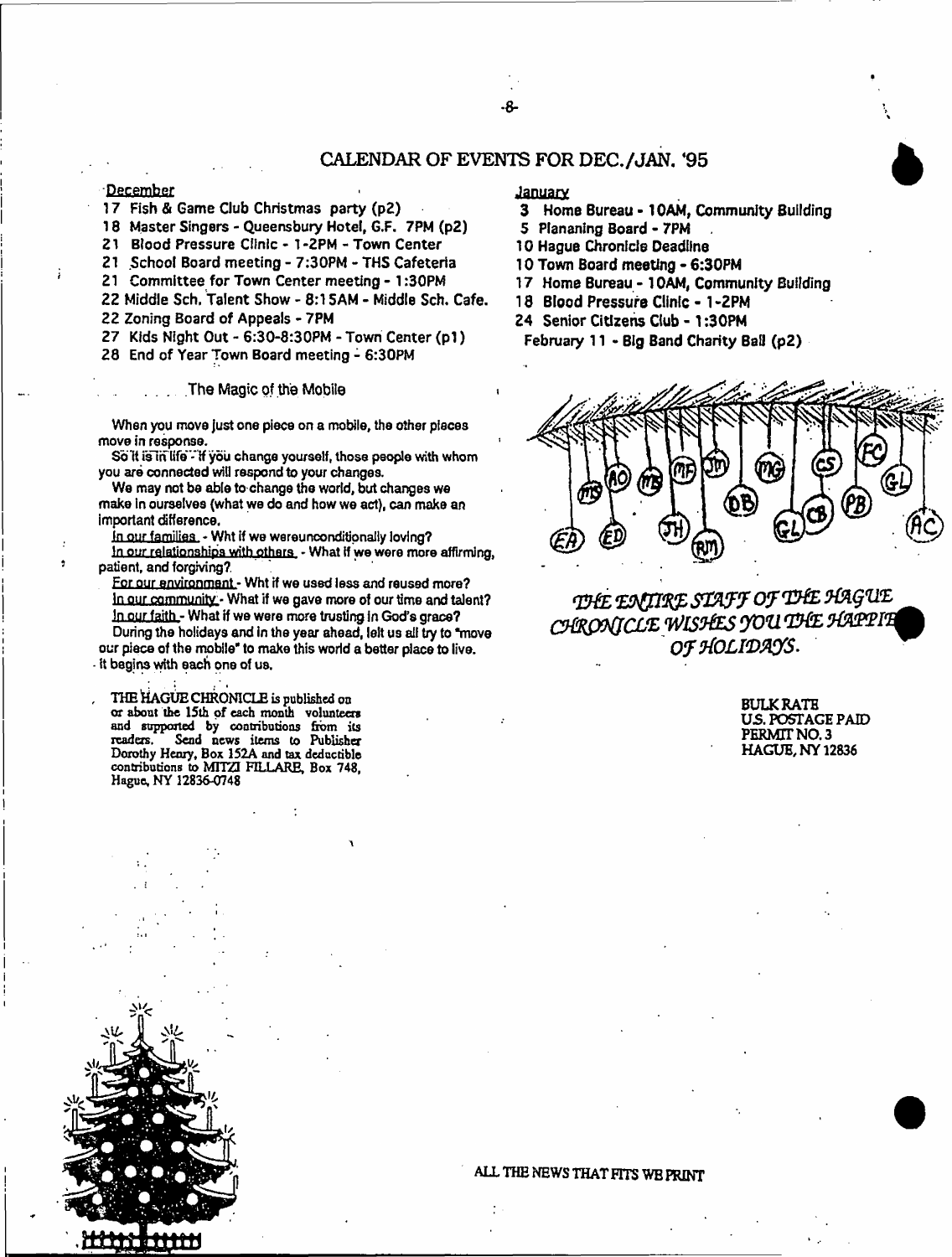# CALENDAR OF EVENTS FOR DEC./JAN. '95

**December**

17 Fish & Game Club Christmas party (p2)
18 Master Singers - Queensbury Hotel, G.F. 7PM (p2)
21 Blood Pressure Clinic - 1-2PM - Town Center
21 School Board meeting - 7:30PM - THS Cafeteria
21 Committee for Town Center meeting - 1:30PM
22 Middle Sch. Talent Show - 8:15AM - Middle Sch. Cafe.
22 Zoning Board of Appeals - 7PM
27 Kids Night Out - 6:30-8:30PM - Town Center (p1)
28 End of Year Town Board meeting - 6:30PM

**January**

3 Home Bureau - 10AM, Community Building
5 Plananing Board - 7PM
10 Hague Chronicle Deadline
10 Town Board meeting - 6:30PM
17 Home Bureau - 10AM, Community Building
18 Blood Pressure Clinic - 1-2PM
24 Senior Citizens Club - 1:30PM
February 11 - Big Band Charity Ball (p2)

## The Magic of the Mobile

When you move just one piece on a mobile, the other pieces move in response.

So it is in life - if you change yourself, those people with whom you are connected will respond to your changes.

We may not be able to change the world, but changes we make in ourselves (what we do and how we act), can make an important difference.

In our families - Wht if we wereunconditionally loving?

In our relationships with others - What if we were more affirming, patient, and forgiving?

For our environment - Wht if we used less and reused more?

In our community - What if we gave more of our time and talent?

In our faith - What if we were more trusting in God's grace?

During the holidays and in the year ahead, lelt us all try to "move our piece of the mobile" to make this world a better place to live. It begins with each one of us.

THE HAGUE CHRONICLE is published on or about the 15th of each month volunteers and supported by contributions from its readers. Send news items to Publisher Dorothy Henry, Box 152A and tax deductible contributions to MITZI FILLARE, Box 748, Hague, NY 12836-0748

*THE ENTIRE STAFF OF THE HAGUE CHRONICLE WISHES YOU THE HAPPIEST OF HOLIDAYS.*

BULK RATE
U.S. POSTAGE PAID
PERMIT NO. 3
HAGUE, NY 12836

ALL THE NEWS THAT FITS WE PRINT